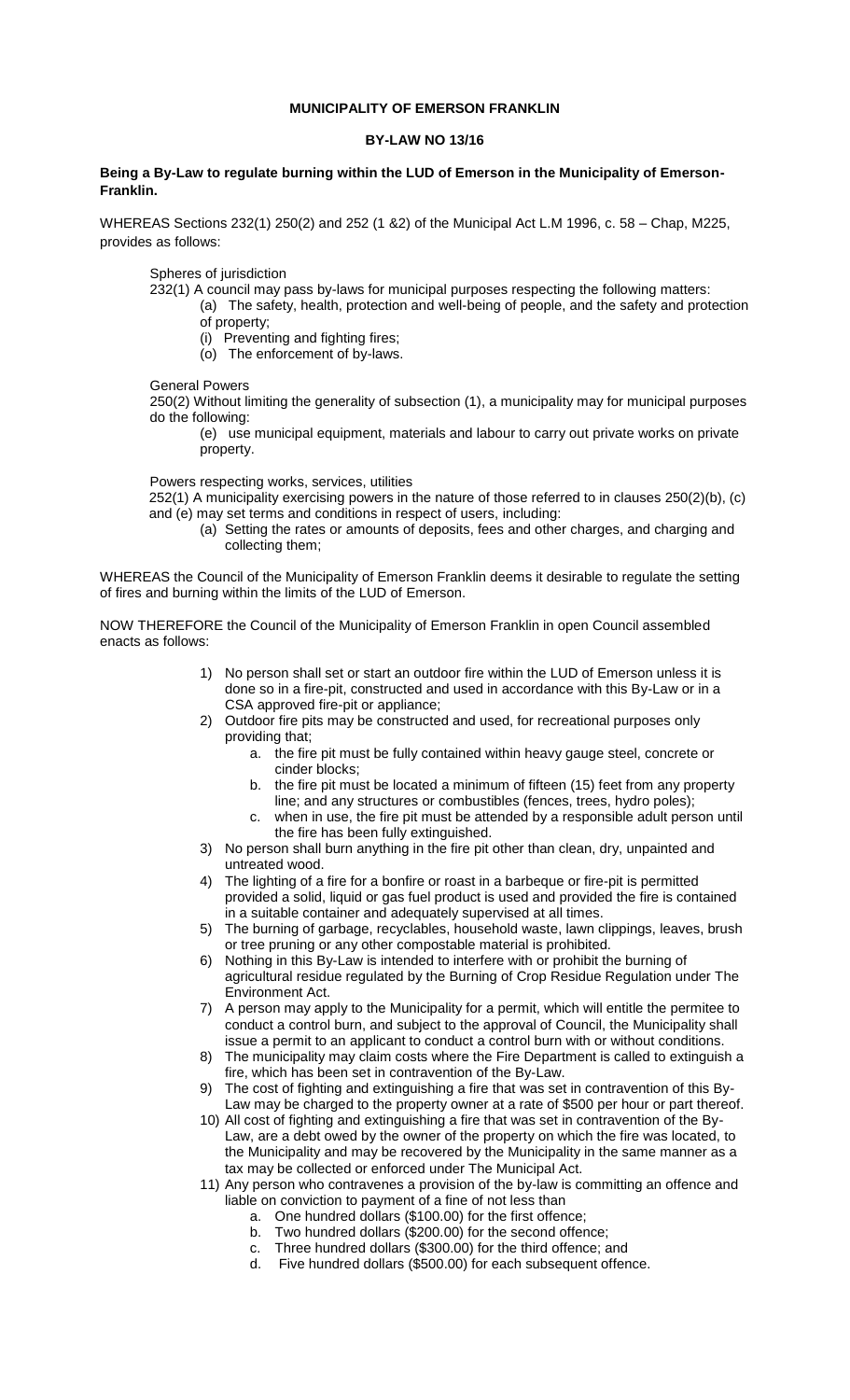# MUNICIPALITY OF EMERSON FRANKLIN

## BY-LAW NO 13/16

**Being a By-Law to regulate burning within the LUD of Emerson in the Municipality of Emerson-Franklin.**

WHEREAS Sections 232(1) 250(2) and 252 (1 &2) of the Municipal Act L.M 1996, c. 58 – Chap, M225, provides as follows:

Spheres of jurisdiction

232(1) A council may pass by-laws for municipal purposes respecting the following matters:

(a) The safety, health, protection and well-being of people, and the safety and protection of property;

(i) Preventing and fighting fires;

(o) The enforcement of by-laws.

General Powers

250(2) Without limiting the generality of subsection (1), a municipality may for municipal purposes do the following:

(e) use municipal equipment, materials and labour to carry out private works on private property.

Powers respecting works, services, utilities

252(1) A municipality exercising powers in the nature of those referred to in clauses 250(2)(b), (c) and (e) may set terms and conditions in respect of users, including:

(a) Setting the rates or amounts of deposits, fees and other charges, and charging and collecting them;

WHEREAS the Council of the Municipality of Emerson Franklin deems it desirable to regulate the setting of fires and burning within the limits of the LUD of Emerson.

NOW THEREFORE the Council of the Municipality of Emerson Franklin in open Council assembled enacts as follows:

1) No person shall set or start an outdoor fire within the LUD of Emerson unless it is done so in a fire-pit, constructed and used in accordance with this By-Law or in a CSA approved fire-pit or appliance;
2) Outdoor fire pits may be constructed and used, for recreational purposes only providing that;
   a. the fire pit must be fully contained within heavy gauge steel, concrete or cinder blocks;
   b. the fire pit must be located a minimum of fifteen (15) feet from any property line; and any structures or combustibles (fences, trees, hydro poles);
   c. when in use, the fire pit must be attended by a responsible adult person until the fire has been fully extinguished.
3) No person shall burn anything in the fire pit other than clean, dry, unpainted and untreated wood.
4) The lighting of a fire for a bonfire or roast in a barbeque or fire-pit is permitted provided a solid, liquid or gas fuel product is used and provided the fire is contained in a suitable container and adequately supervised at all times.
5) The burning of garbage, recyclables, household waste, lawn clippings, leaves, brush or tree pruning or any other compostable material is prohibited.
6) Nothing in this By-Law is intended to interfere with or prohibit the burning of agricultural residue regulated by the Burning of Crop Residue Regulation under The Environment Act.
7) A person may apply to the Municipality for a permit, which will entitle the permitee to conduct a control burn, and subject to the approval of Council, the Municipality shall issue a permit to an applicant to conduct a control burn with or without conditions.
8) The municipality may claim costs where the Fire Department is called to extinguish a fire, which has been set in contravention of the By-Law.
9) The cost of fighting and extinguishing a fire that was set in contravention of this By-Law may be charged to the property owner at a rate of $500 per hour or part thereof.
10) All cost of fighting and extinguishing a fire that was set in contravention of the By-Law, are a debt owed by the owner of the property on which the fire was located, to the Municipality and may be recovered by the Municipality in the same manner as a tax may be collected or enforced under The Municipal Act.
11) Any person who contravenes a provision of the by-law is committing an offence and liable on conviction to payment of a fine of not less than
    a. One hundred dollars ($100.00) for the first offence;
    b. Two hundred dollars ($200.00) for the second offence;
    c. Three hundred dollars ($300.00) for the third offence; and
    d. Five hundred dollars ($500.00) for each subsequent offence.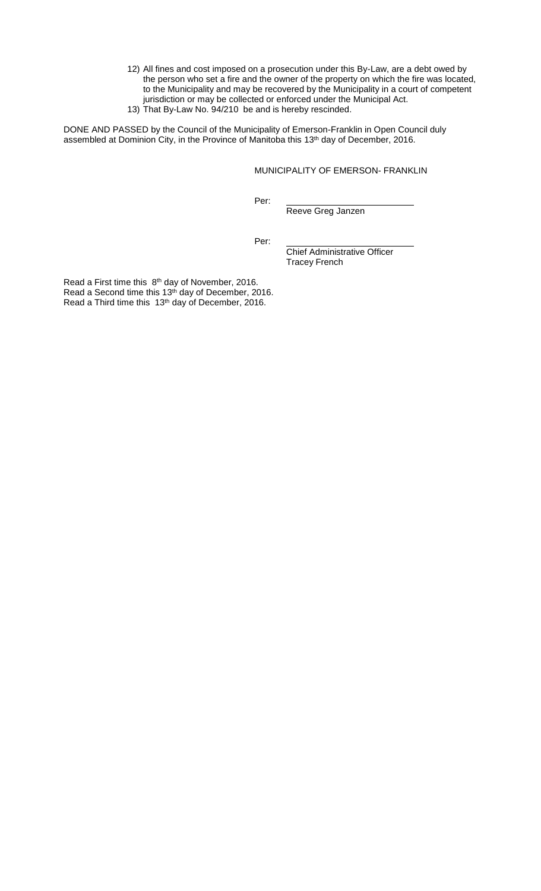12) All fines and cost imposed on a prosecution under this By-Law, are a debt owed by the person who set a fire and the owner of the property on which the fire was located, to the Municipality and may be recovered by the Municipality in a court of competent jurisdiction or may be collected or enforced under the Municipal Act.
13) That By-Law No. 94/210 be and is hereby rescinded.

DONE AND PASSED by the Council of the Municipality of Emerson-Franklin in Open Council duly assembled at Dominion City, in the Province of Manitoba this 13th day of December, 2016.

MUNICIPALITY OF EMERSON- FRANKLIN

Per: \_\_\_\_\_\_\_\_\_\_\_\_\_\_\_\_\_\_\_\_\_\_\_\_\_\_
Reeve Greg Janzen

Per: \_\_\_\_\_\_\_\_\_\_\_\_\_\_\_\_\_\_\_\_\_\_\_\_\_\_
Chief Administrative Officer
Tracey French

Read a First time this 8th day of November, 2016.
Read a Second time this 13th day of December, 2016.
Read a Third time this 13th day of December, 2016.